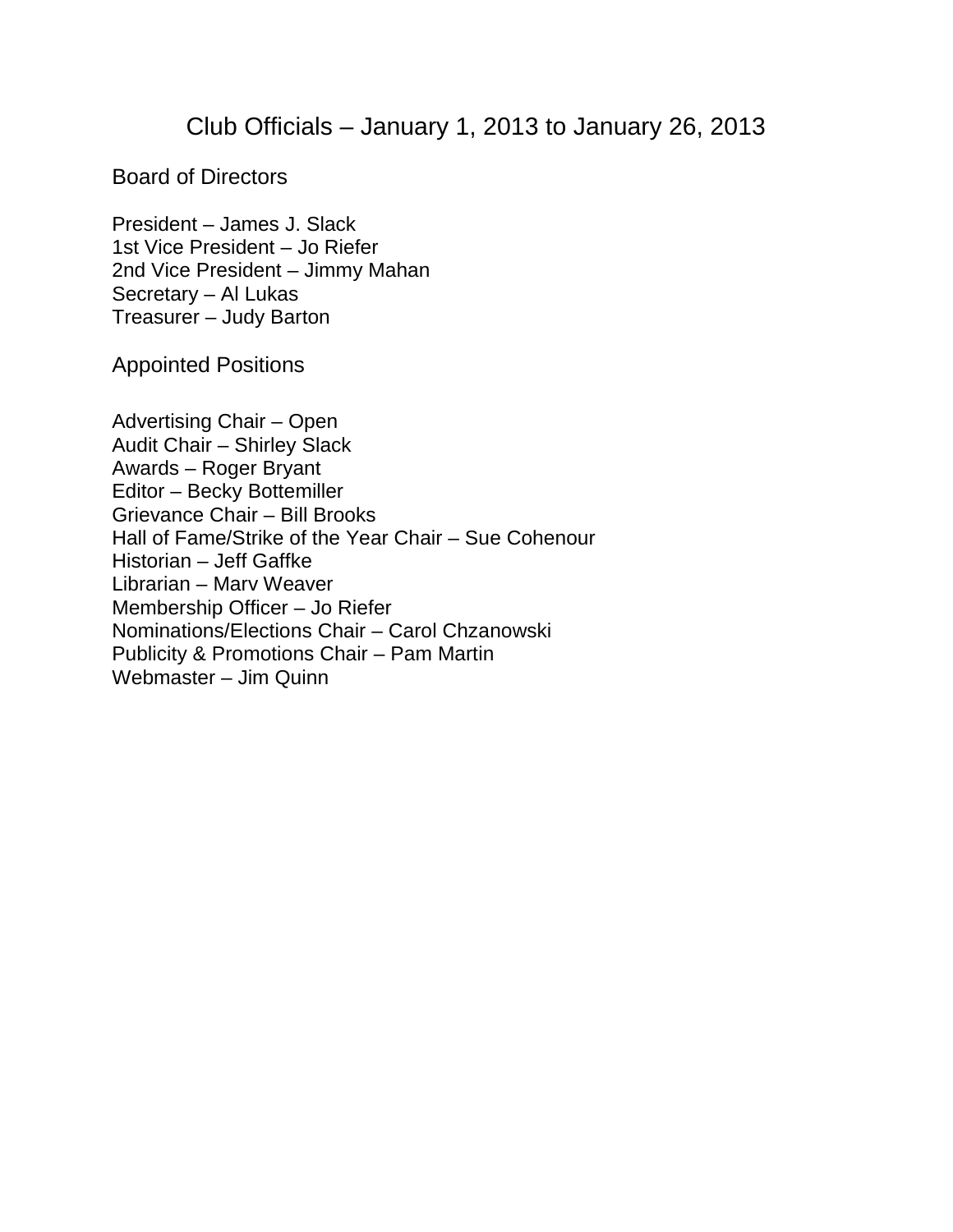# Club Officials – January 1, 2013 to January 26, 2013

## Board of Directors

President – James J. Slack
1st Vice President – Jo Riefer
2nd Vice President – Jimmy Mahan
Secretary – Al Lukas
Treasurer – Judy Barton

## Appointed Positions

Advertising Chair – Open
Audit Chair – Shirley Slack
Awards – Roger Bryant
Editor – Becky Bottemiller
Grievance Chair – Bill Brooks
Hall of Fame/Strike of the Year Chair – Sue Cohenour
Historian – Jeff Gaffke
Librarian – Marv Weaver
Membership Officer – Jo Riefer
Nominations/Elections Chair – Carol Chzanowski
Publicity & Promotions Chair – Pam Martin
Webmaster – Jim Quinn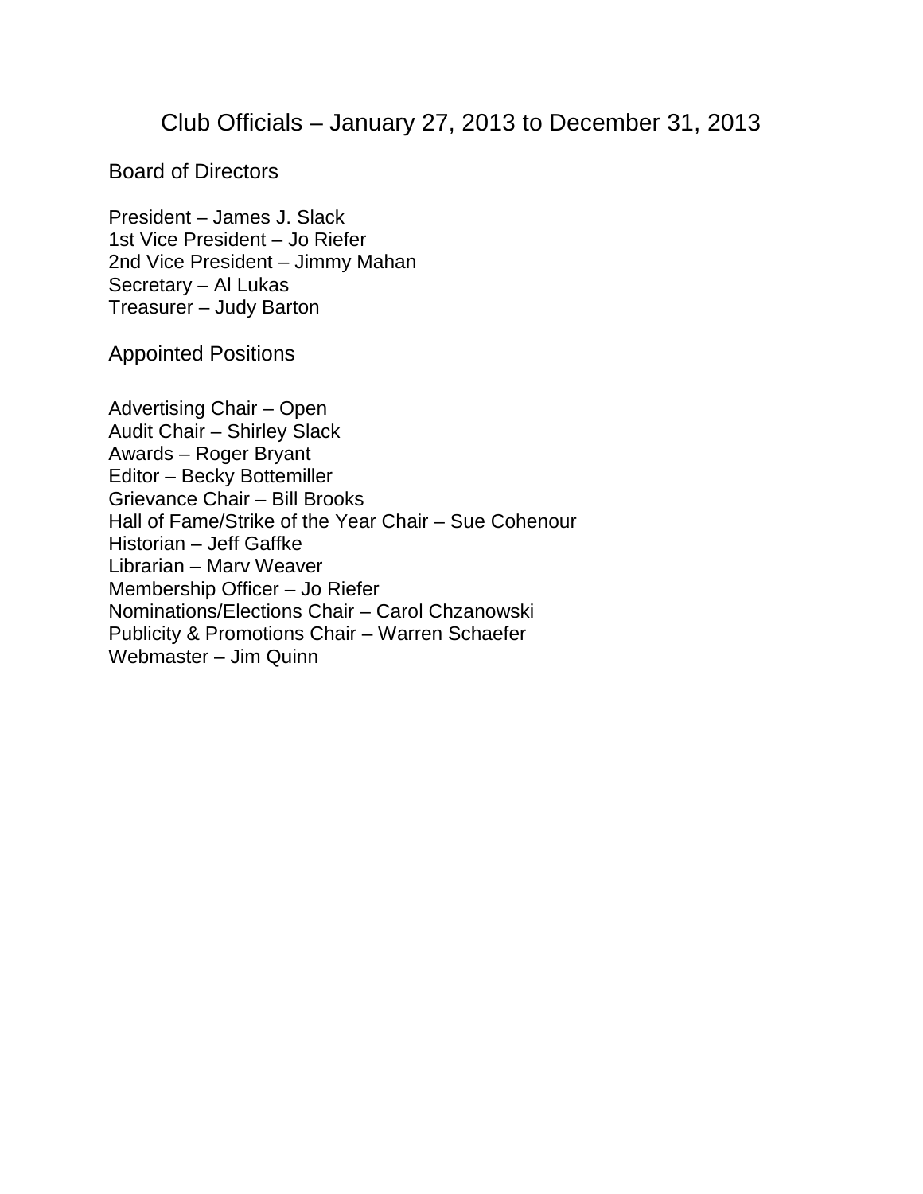# Club Officials – January 27, 2013 to December 31, 2013

## Board of Directors

President – James J. Slack
1st Vice President – Jo Riefer
2nd Vice President – Jimmy Mahan
Secretary – Al Lukas
Treasurer – Judy Barton

## Appointed Positions

Advertising Chair – Open
Audit Chair – Shirley Slack
Awards – Roger Bryant
Editor – Becky Bottemiller
Grievance Chair – Bill Brooks
Hall of Fame/Strike of the Year Chair – Sue Cohenour
Historian – Jeff Gaffke
Librarian – Marv Weaver
Membership Officer – Jo Riefer
Nominations/Elections Chair – Carol Chzanowski
Publicity & Promotions Chair – Warren Schaefer
Webmaster – Jim Quinn